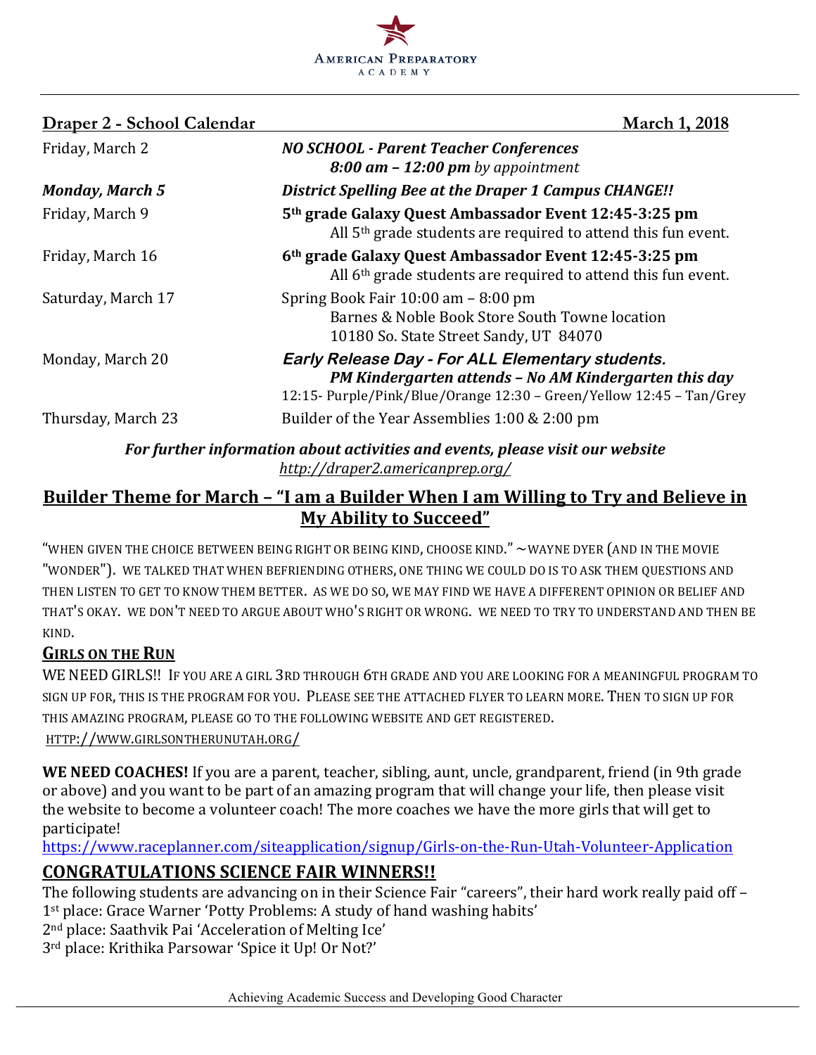American Preparatory Academy

**Draper 2 - School Calendar** **March 1, 2018**

| | |
|---|---|
| Friday, March 2 | ***NO SCHOOL - Parent Teacher Conferences*** ***8:00 am – 12:00 pm*** *by appointment* |
| ***Monday, March 5*** | ***District Spelling Bee at the Draper 1 Campus CHANGE!!*** |
| Friday, March 9 | **5th grade Galaxy Quest Ambassador Event 12:45-3:25 pm** All 5th grade students are required to attend this fun event. |
| Friday, March 16 | **6th grade Galaxy Quest Ambassador Event 12:45-3:25 pm** All 6th grade students are required to attend this fun event. |
| Saturday, March 17 | Spring Book Fair 10:00 am – 8:00 pm Barnes & Noble Book Store South Towne location 10180 So. State Street Sandy, UT 84070 |
| Monday, March 20 | ***Early Release Day - For ALL Elementary students.*** ***PM Kindergarten attends – No AM Kindergarten this day*** 12:15- Purple/Pink/Blue/Orange 12:30 – Green/Yellow 12:45 – Tan/Grey |
| Thursday, March 23 | Builder of the Year Assemblies 1:00 & 2:00 pm |

***For further information about activities and events, please visit our website***
*http://draper2.americanprep.org/*

## Builder Theme for March – "I am a Builder When I am Willing to Try and Believe in My Ability to Succeed"

"WHEN GIVEN THE CHOICE BETWEEN BEING RIGHT OR BEING KIND, CHOOSE KIND." ~WAYNE DYER (AND IN THE MOVIE "WONDER"). WE TALKED THAT WHEN BEFRIENDING OTHERS, ONE THING WE COULD DO IS TO ASK THEM QUESTIONS AND THEN LISTEN TO GET TO KNOW THEM BETTER. AS WE DO SO, WE MAY FIND WE HAVE A DIFFERENT OPINION OR BELIEF AND THAT'S OKAY. WE DON'T NEED TO ARGUE ABOUT WHO'S RIGHT OR WRONG. WE NEED TO TRY TO UNDERSTAND AND THEN BE KIND.

### GIRLS ON THE RUN

WE NEED GIRLS!! IF YOU ARE A GIRL 3RD THROUGH 6TH GRADE AND YOU ARE LOOKING FOR A MEANINGFUL PROGRAM TO SIGN UP FOR, THIS IS THE PROGRAM FOR YOU. PLEASE SEE THE ATTACHED FLYER TO LEARN MORE. THEN TO SIGN UP FOR THIS AMAZING PROGRAM, PLEASE GO TO THE FOLLOWING WEBSITE AND GET REGISTERED.
HTTP://WWW.GIRLSONTHERUNUTAH.ORG/

**WE NEED COACHES!** If you are a parent, teacher, sibling, aunt, uncle, grandparent, friend (in 9th grade or above) and you want to be part of an amazing program that will change your life, then please visit the website to become a volunteer coach! The more coaches we have the more girls that will get to participate!
https://www.raceplanner.com/siteapplication/signup/Girls-on-the-Run-Utah-Volunteer-Application

## CONGRATULATIONS SCIENCE FAIR WINNERS!!

The following students are advancing on in their Science Fair "careers", their hard work really paid off –
1st place: Grace Warner 'Potty Problems: A study of hand washing habits'
2nd place: Saathvik Pai 'Acceleration of Melting Ice'
3rd place: Krithika Parsowar 'Spice it Up! Or Not?'

Achieving Academic Success and Developing Good Character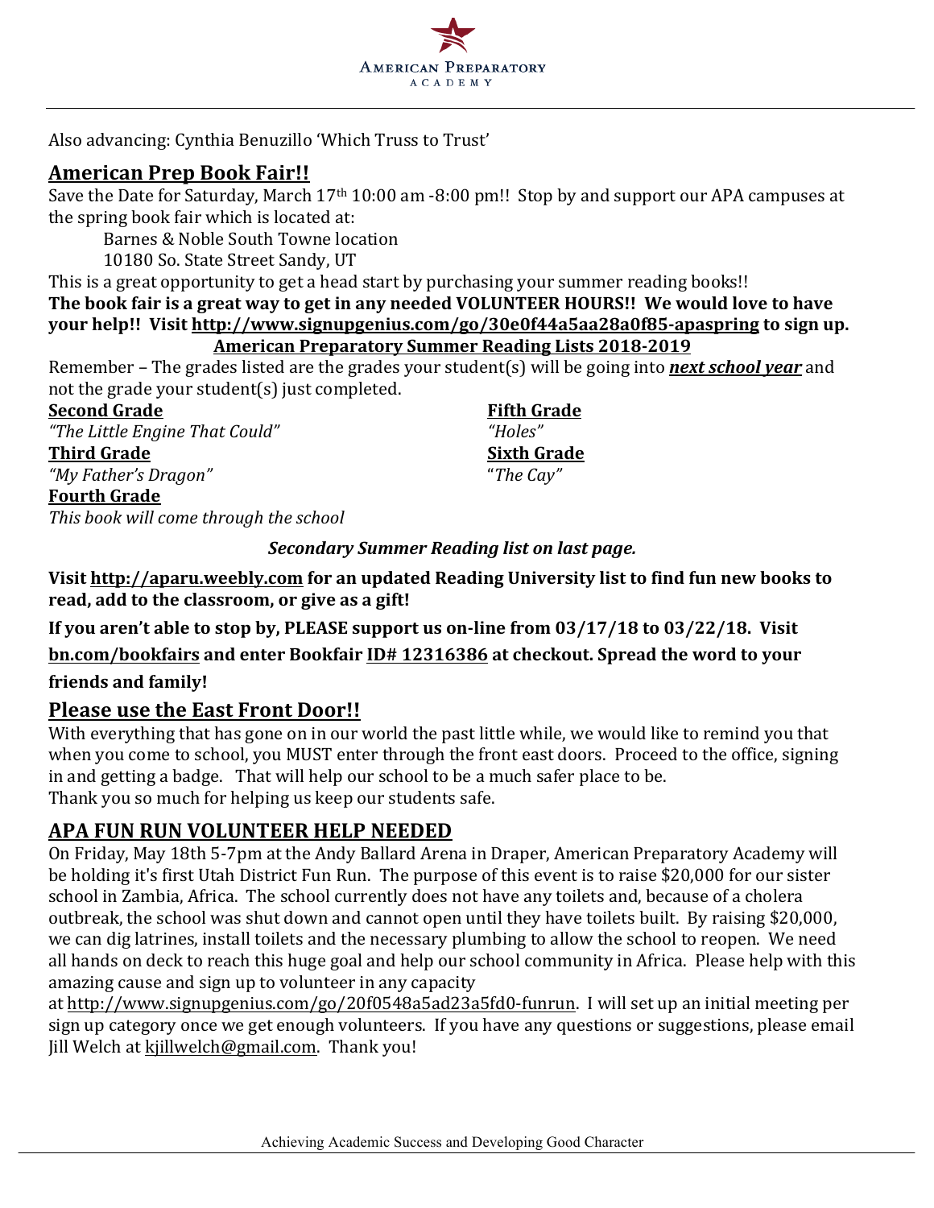Also advancing: Cynthia Benuzillo 'Which Truss to Trust'

## American Prep Book Fair!!

Save the Date for Saturday, March 17th 10:00 am -8:00 pm!! Stop by and support our APA campuses at the spring book fair which is located at:

Barnes & Noble South Towne location
10180 So. State Street Sandy, UT

This is a great opportunity to get a head start by purchasing your summer reading books!!

**The book fair is a great way to get in any needed VOLUNTEER HOURS!! We would love to have your help!! Visit http://www.signupgenius.com/go/30e0f44a5aa28a0f85-apaspring to sign up.**

**American Preparatory Summer Reading Lists 2018-2019**

Remember – The grades listed are the grades your student(s) will be going into ***next school year*** and not the grade your student(s) just completed.

**Second Grade**
*"The Little Engine That Could"*

**Third Grade**
*"My Father's Dragon"*

**Fourth Grade**
*This book will come through the school*

**Fifth Grade**
*"Holes"*

**Sixth Grade**
*"The Cay"*

***Secondary Summer Reading list on last page.***

**Visit http://aparu.weebly.com for an updated Reading University list to find fun new books to read, add to the classroom, or give as a gift!**

**If you aren't able to stop by, PLEASE support us on-line from 03/17/18 to 03/22/18. Visit bn.com/bookfairs and enter Bookfair ID# 12316386 at checkout. Spread the word to your friends and family!**

## Please use the East Front Door!!

With everything that has gone on in our world the past little while, we would like to remind you that when you come to school, you MUST enter through the front east doors. Proceed to the office, signing in and getting a badge. That will help our school to be a much safer place to be.
Thank you so much for helping us keep our students safe.

## APA FUN RUN VOLUNTEER HELP NEEDED

On Friday, May 18th 5-7pm at the Andy Ballard Arena in Draper, American Preparatory Academy will be holding it's first Utah District Fun Run. The purpose of this event is to raise $20,000 for our sister school in Zambia, Africa. The school currently does not have any toilets and, because of a cholera outbreak, the school was shut down and cannot open until they have toilets built. By raising $20,000, we can dig latrines, install toilets and the necessary plumbing to allow the school to reopen. We need all hands on deck to reach this huge goal and help our school community in Africa. Please help with this amazing cause and sign up to volunteer in any capacity at http://www.signupgenius.com/go/20f0548a5ad23a5fd0-funrun. I will set up an initial meeting per sign up category once we get enough volunteers. If you have any questions or suggestions, please email Jill Welch at kjillwelch@gmail.com. Thank you!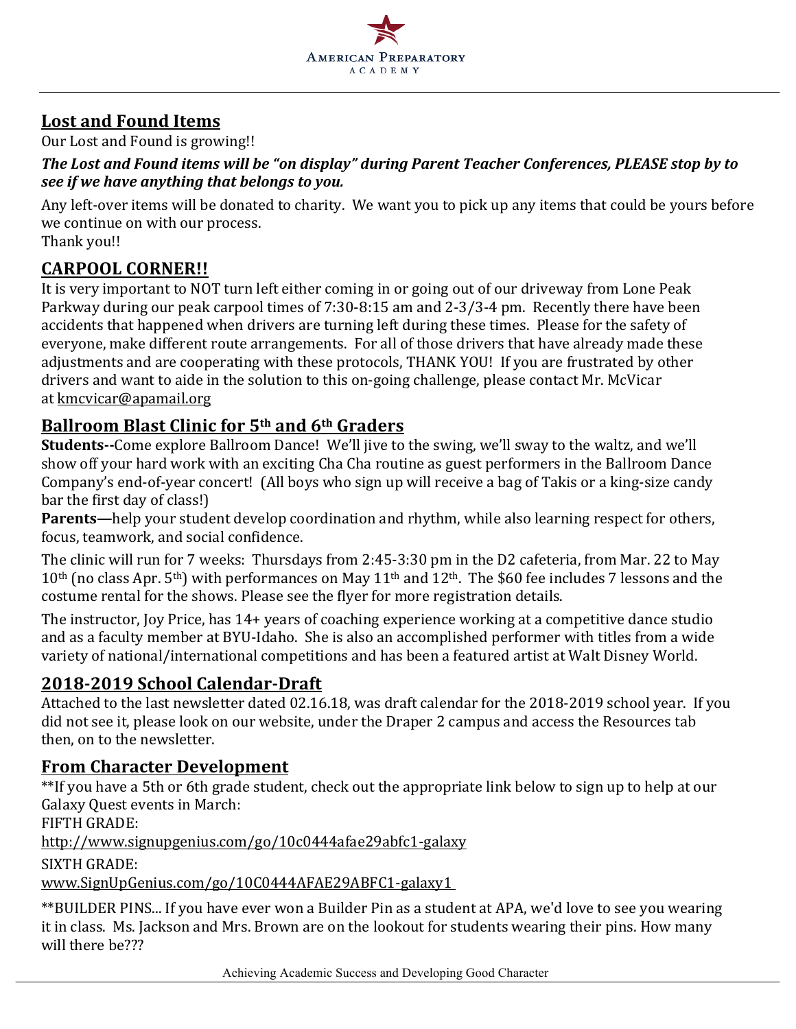## Lost and Found Items

Our Lost and Found is growing!!

***The Lost and Found items will be "on display" during Parent Teacher Conferences, PLEASE stop by to see if we have anything that belongs to you.***

Any left-over items will be donated to charity. We want you to pick up any items that could be yours before we continue on with our process.
Thank you!!

## CARPOOL CORNER!!

It is very important to NOT turn left either coming in or going out of our driveway from Lone Peak Parkway during our peak carpool times of 7:30-8:15 am and 2-3/3-4 pm. Recently there have been accidents that happened when drivers are turning left during these times. Please for the safety of everyone, make different route arrangements. For all of those drivers that have already made these adjustments and are cooperating with these protocols, THANK YOU! If you are frustrated by other drivers and want to aide in the solution to this on-going challenge, please contact Mr. McVicar at kmcvicar@apamail.org

## Ballroom Blast Clinic for 5th and 6th Graders

**Students--**Come explore Ballroom Dance! We'll jive to the swing, we'll sway to the waltz, and we'll show off your hard work with an exciting Cha Cha routine as guest performers in the Ballroom Dance Company's end-of-year concert! (All boys who sign up will receive a bag of Takis or a king-size candy bar the first day of class!)

**Parents—**help your student develop coordination and rhythm, while also learning respect for others, focus, teamwork, and social confidence.

The clinic will run for 7 weeks: Thursdays from 2:45-3:30 pm in the D2 cafeteria, from Mar. 22 to May 10th (no class Apr. 5th) with performances on May 11th and 12th. The $60 fee includes 7 lessons and the costume rental for the shows. Please see the flyer for more registration details.

The instructor, Joy Price, has 14+ years of coaching experience working at a competitive dance studio and as a faculty member at BYU-Idaho. She is also an accomplished performer with titles from a wide variety of national/international competitions and has been a featured artist at Walt Disney World.

## 2018-2019 School Calendar-Draft

Attached to the last newsletter dated 02.16.18, was draft calendar for the 2018-2019 school year. If you did not see it, please look on our website, under the Draper 2 campus and access the Resources tab then, on to the newsletter.

## From Character Development

**If you have a 5th or 6th grade student, check out the appropriate link below to sign up to help at our Galaxy Quest events in March:

FIFTH GRADE:
http://www.signupgenius.com/go/10c0444afae29abfc1-galaxy

SIXTH GRADE:
www.SignUpGenius.com/go/10C0444AFAE29ABFC1-galaxy1

**BUILDER PINS... If you have ever won a Builder Pin as a student at APA, we'd love to see you wearing it in class. Ms. Jackson and Mrs. Brown are on the lookout for students wearing their pins. How many will there be???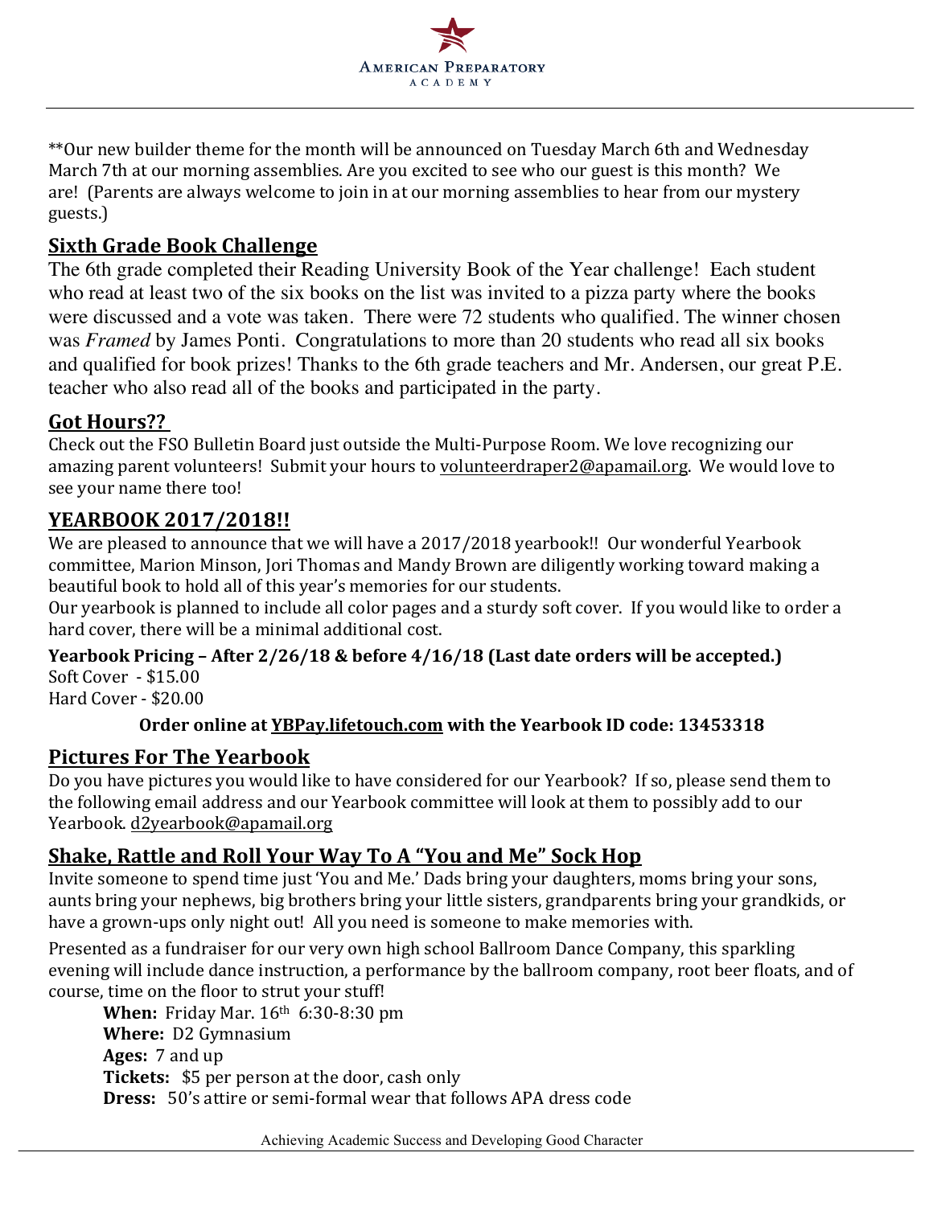**Our new builder theme for the month will be announced on Tuesday March 6th and Wednesday March 7th at our morning assemblies. Are you excited to see who our guest is this month? We are! (Parents are always welcome to join in at our morning assemblies to hear from our mystery guests.)

## Sixth Grade Book Challenge

The 6th grade completed their Reading University Book of the Year challenge! Each student who read at least two of the six books on the list was invited to a pizza party where the books were discussed and a vote was taken. There were 72 students who qualified. The winner chosen was *Framed* by James Ponti. Congratulations to more than 20 students who read all six books and qualified for book prizes! Thanks to the 6th grade teachers and Mr. Andersen, our great P.E. teacher who also read all of the books and participated in the party.

## Got Hours??

Check out the FSO Bulletin Board just outside the Multi-Purpose Room. We love recognizing our amazing parent volunteers! Submit your hours to volunteerdraper2@apamail.org. We would love to see your name there too!

## YEARBOOK 2017/2018!!

We are pleased to announce that we will have a 2017/2018 yearbook!! Our wonderful Yearbook committee, Marion Minson, Jori Thomas and Mandy Brown are diligently working toward making a beautiful book to hold all of this year's memories for our students.

Our yearbook is planned to include all color pages and a sturdy soft cover. If you would like to order a hard cover, there will be a minimal additional cost.

**Yearbook Pricing – After 2/26/18 & before 4/16/18 (Last date orders will be accepted.)**

Soft Cover - $15.00
Hard Cover - $20.00

**Order online at YBPay.lifetouch.com with the Yearbook ID code: 13453318**

## Pictures For The Yearbook

Do you have pictures you would like to have considered for our Yearbook? If so, please send them to the following email address and our Yearbook committee will look at them to possibly add to our Yearbook. d2yearbook@apamail.org

## Shake, Rattle and Roll Your Way To A "You and Me" Sock Hop

Invite someone to spend time just 'You and Me.' Dads bring your daughters, moms bring your sons, aunts bring your nephews, big brothers bring your little sisters, grandparents bring your grandkids, or have a grown-ups only night out! All you need is someone to make memories with.

Presented as a fundraiser for our very own high school Ballroom Dance Company, this sparkling evening will include dance instruction, a performance by the ballroom company, root beer floats, and of course, time on the floor to strut your stuff!

**When:** Friday Mar. 16th 6:30-8:30 pm
**Where:** D2 Gymnasium
**Ages:** 7 and up
**Tickets:** $5 per person at the door, cash only
**Dress:** 50's attire or semi-formal wear that follows APA dress code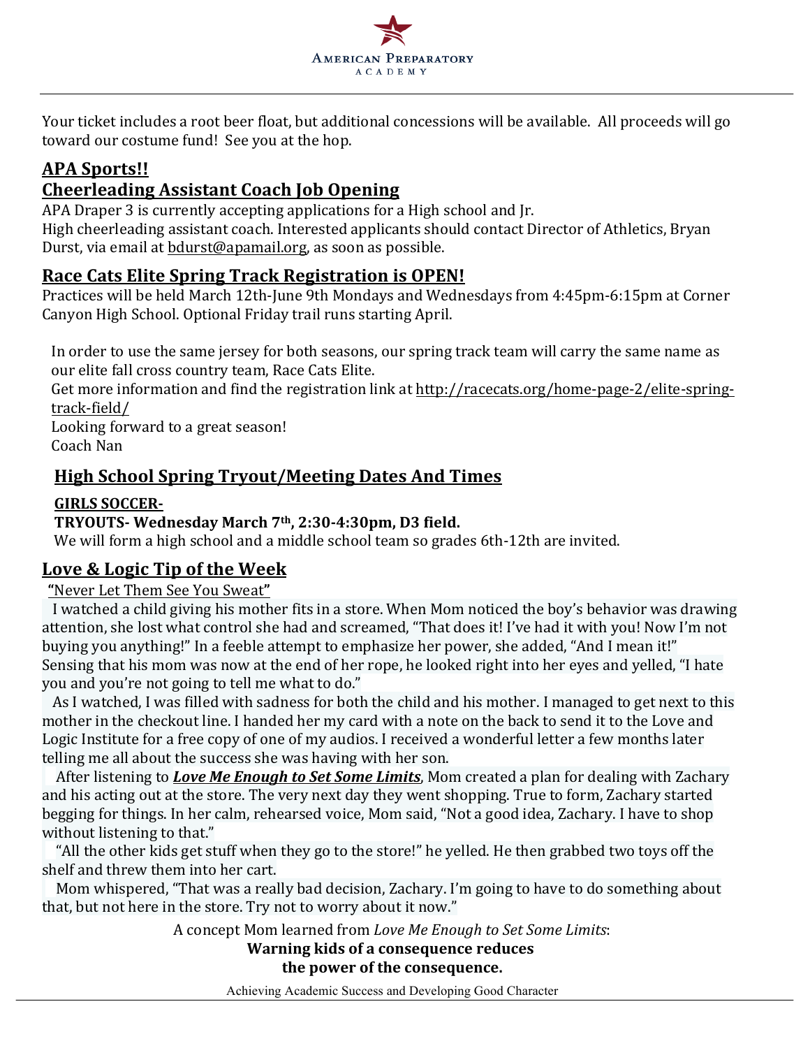Your ticket includes a root beer float, but additional concessions will be available. All proceeds will go toward our costume fund! See you at the hop.

## APA Sports!!

## Cheerleading Assistant Coach Job Opening

APA Draper 3 is currently accepting applications for a High school and Jr. High cheerleading assistant coach. Interested applicants should contact Director of Athletics, Bryan Durst, via email at bdurst@apamail.org, as soon as possible.

## Race Cats Elite Spring Track Registration is OPEN!

Practices will be held March 12th-June 9th Mondays and Wednesdays from 4:45pm-6:15pm at Corner Canyon High School. Optional Friday trail runs starting April.

In order to use the same jersey for both seasons, our spring track team will carry the same name as our elite fall cross country team, Race Cats Elite.
Get more information and find the registration link at http://racecats.org/home-page-2/elite-spring-track-field/
Looking forward to a great season!
Coach Nan

## High School Spring Tryout/Meeting Dates And Times

**GIRLS SOCCER-**

**TRYOUTS- Wednesday March 7th, 2:30-4:30pm, D3 field.**

We will form a high school and a middle school team so grades 6th-12th are invited.

## Love & Logic Tip of the Week

"Never Let Them See You Sweat"

I watched a child giving his mother fits in a store. When Mom noticed the boy's behavior was drawing attention, she lost what control she had and screamed, "That does it! I've had it with you! Now I'm not buying you anything!" In a feeble attempt to emphasize her power, she added, "And I mean it!" Sensing that his mom was now at the end of her rope, he looked right into her eyes and yelled, "I hate you and you're not going to tell me what to do."

As I watched, I was filled with sadness for both the child and his mother. I managed to get next to this mother in the checkout line. I handed her my card with a note on the back to send it to the Love and Logic Institute for a free copy of one of my audios. I received a wonderful letter a few months later telling me all about the success she was having with her son.

After listening to ***Love Me Enough to Set Some Limits***, Mom created a plan for dealing with Zachary and his acting out at the store. The very next day they went shopping. True to form, Zachary started begging for things. In her calm, rehearsed voice, Mom said, "Not a good idea, Zachary. I have to shop without listening to that."

"All the other kids get stuff when they go to the store!" he yelled. He then grabbed two toys off the shelf and threw them into her cart.

Mom whispered, "That was a really bad decision, Zachary. I'm going to have to do something about that, but not here in the store. Try not to worry about it now."

A concept Mom learned from *Love Me Enough to Set Some Limits*:

**Warning kids of a consequence reduces the power of the consequence.**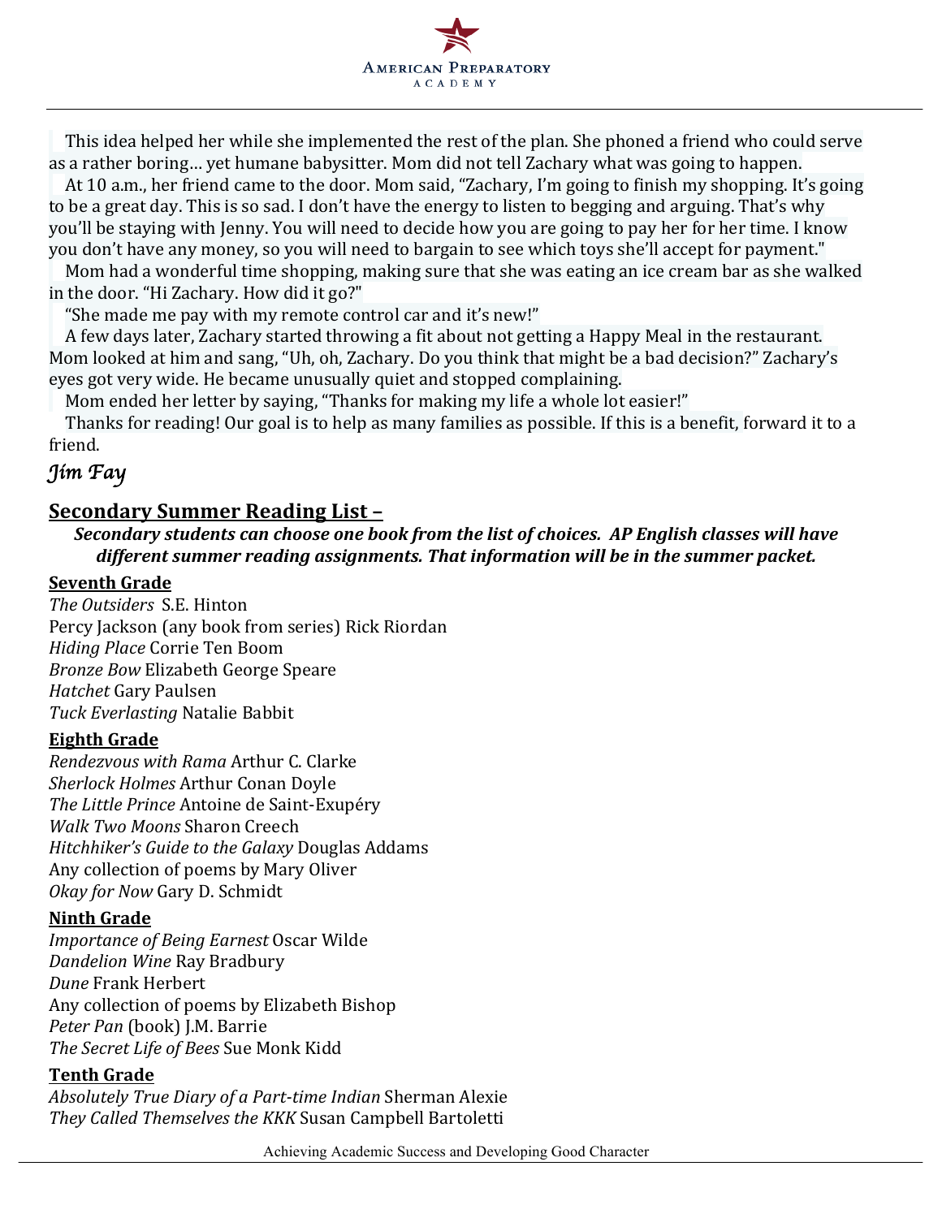This idea helped her while she implemented the rest of the plan. She phoned a friend who could serve as a rather boring… yet humane babysitter. Mom did not tell Zachary what was going to happen.

At 10 a.m., her friend came to the door. Mom said, "Zachary, I'm going to finish my shopping. It's going to be a great day. This is so sad. I don't have the energy to listen to begging and arguing. That's why you'll be staying with Jenny. You will need to decide how you are going to pay her for her time. I know you don't have any money, so you will need to bargain to see which toys she'll accept for payment."

Mom had a wonderful time shopping, making sure that she was eating an ice cream bar as she walked in the door. "Hi Zachary. How did it go?"

"She made me pay with my remote control car and it's new!"

A few days later, Zachary started throwing a fit about not getting a Happy Meal in the restaurant. Mom looked at him and sang, "Uh, oh, Zachary. Do you think that might be a bad decision?" Zachary's eyes got very wide. He became unusually quiet and stopped complaining.

Mom ended her letter by saying, "Thanks for making my life a whole lot easier!"

Thanks for reading! Our goal is to help as many families as possible. If this is a benefit, forward it to a friend.

*Jim Fay*

## Secondary Summer Reading List –

***Secondary students can choose one book from the list of choices. AP English classes will have different summer reading assignments. That information will be in the summer packet.***

### Seventh Grade

*The Outsiders* S.E. Hinton
Percy Jackson (any book from series) Rick Riordan
*Hiding Place* Corrie Ten Boom
*Bronze Bow* Elizabeth George Speare
*Hatchet* Gary Paulsen
*Tuck Everlasting* Natalie Babbit

### Eighth Grade

*Rendezvous with Rama* Arthur C. Clarke
*Sherlock Holmes* Arthur Conan Doyle
*The Little Prince* Antoine de Saint-Exupéry
*Walk Two Moons* Sharon Creech
*Hitchhiker's Guide to the Galaxy* Douglas Addams
Any collection of poems by Mary Oliver
*Okay for Now* Gary D. Schmidt

### Ninth Grade

*Importance of Being Earnest* Oscar Wilde
*Dandelion Wine* Ray Bradbury
*Dune* Frank Herbert
Any collection of poems by Elizabeth Bishop
*Peter Pan* (book) J.M. Barrie
*The Secret Life of Bees* Sue Monk Kidd

### Tenth Grade

*Absolutely True Diary of a Part-time Indian* Sherman Alexie
*They Called Themselves the KKK* Susan Campbell Bartoletti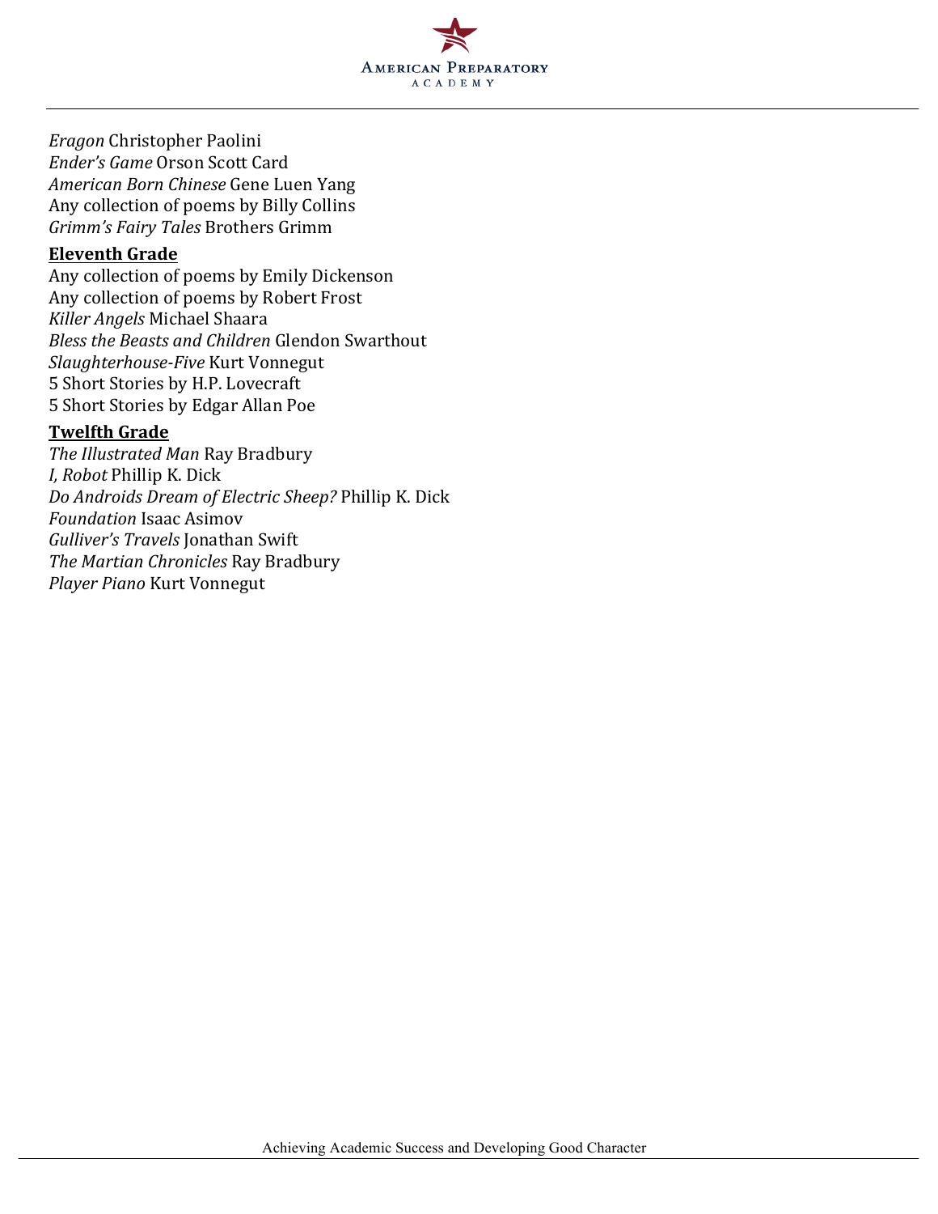*Eragon* Christopher Paolini
*Ender's Game* Orson Scott Card
*American Born Chinese* Gene Luen Yang
Any collection of poems by Billy Collins
*Grimm's Fairy Tales* Brothers Grimm

**Eleventh Grade**

Any collection of poems by Emily Dickenson
Any collection of poems by Robert Frost
*Killer Angels* Michael Shaara
*Bless the Beasts and Children* Glendon Swarthout
*Slaughterhouse-Five* Kurt Vonnegut
5 Short Stories by H.P. Lovecraft
5 Short Stories by Edgar Allan Poe

**Twelfth Grade**

*The Illustrated Man* Ray Bradbury
*I, Robot* Phillip K. Dick
*Do Androids Dream of Electric Sheep?* Phillip K. Dick
*Foundation* Isaac Asimov
*Gulliver's Travels* Jonathan Swift
*The Martian Chronicles* Ray Bradbury
*Player Piano* Kurt Vonnegut